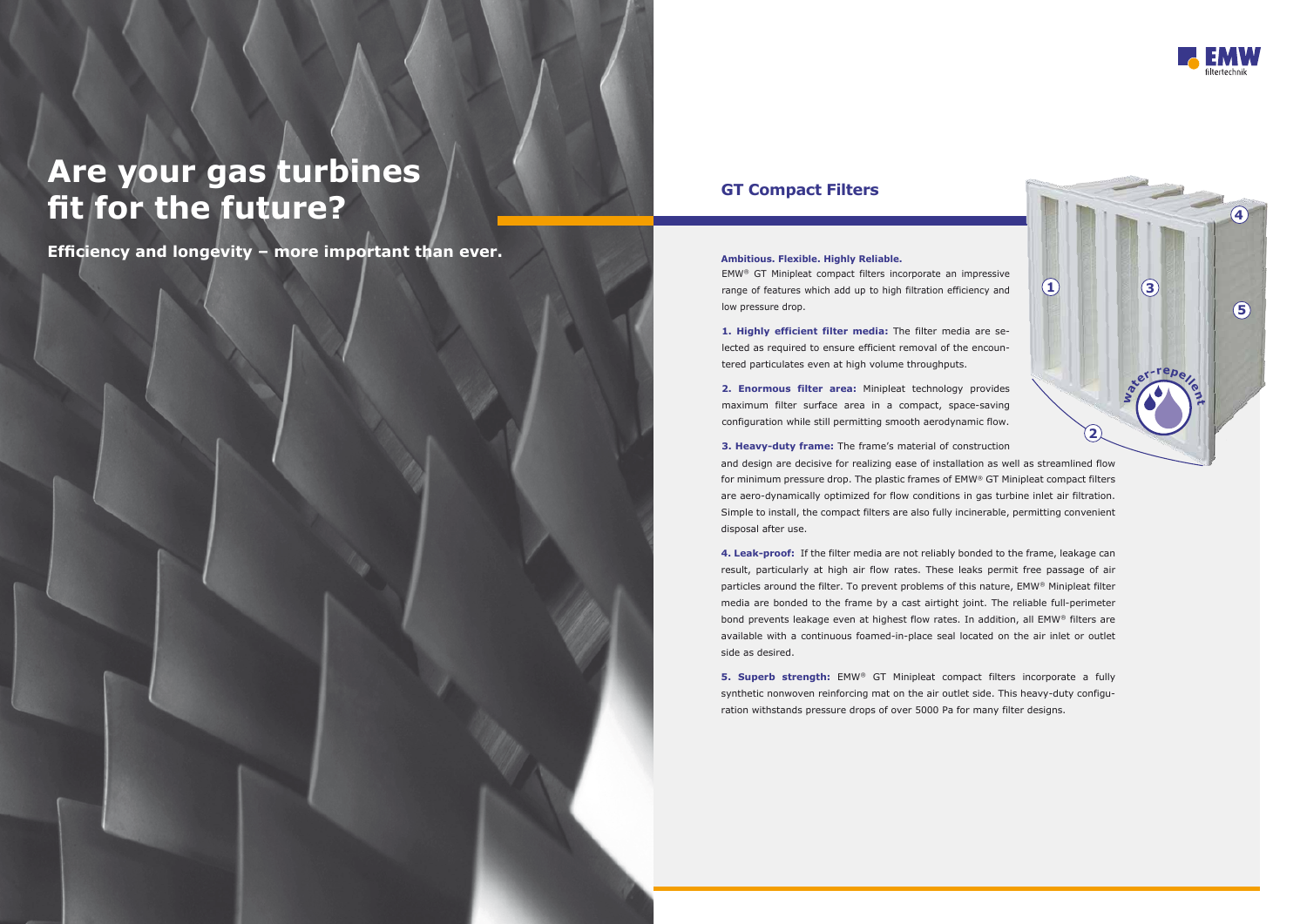# Are your gas turbines fit for the future?

**Efficiency and longevity – more important than ever.**

## GT Compact Filters

**Ambitious. Flexible. Highly Reliable.**

EMW® GT Minipleat compact filters incorporate an impressive range of features which add up to high filtration efficiency and low pressure drop.

**1. Highly efficient filter media:** The filter media are selected as required to ensure efficient removal of the encountered particulates even at high volume throughputs.

**2. Enormous filter area:** Minipleat technology provides maximum filter surface area in a compact, space-saving configuration while still permitting smooth aerodynamic flow.

**3. Heavy-duty frame:** The frame's material of construction and design are decisive for realizing ease of installation as well as streamlined flow for minimum pressure drop. The plastic frames of EMW® GT Minipleat compact filters are aero-dynamically optimized for flow conditions in gas turbine inlet air filtration. Simple to install, the compact filters are also fully incinerable, permitting convenient disposal after use.

**4. Leak-proof:** If the filter media are not reliably bonded to the frame, leakage can result, particularly at high air flow rates. These leaks permit free passage of air particles around the filter. To prevent problems of this nature, EMW® Minipleat filter media are bonded to the frame by a cast airtight joint. The reliable full-perimeter bond prevents leakage even at highest flow rates. In addition, all EMW® filters are available with a continuous foamed-in-place seal located on the air inlet or outlet side as desired.

**5. Superb strength:** EMW® GT Minipleat compact filters incorporate a fully synthetic nonwoven reinforcing mat on the air outlet side. This heavy-duty configuration withstands pressure drops of over 5000 Pa for many filter designs.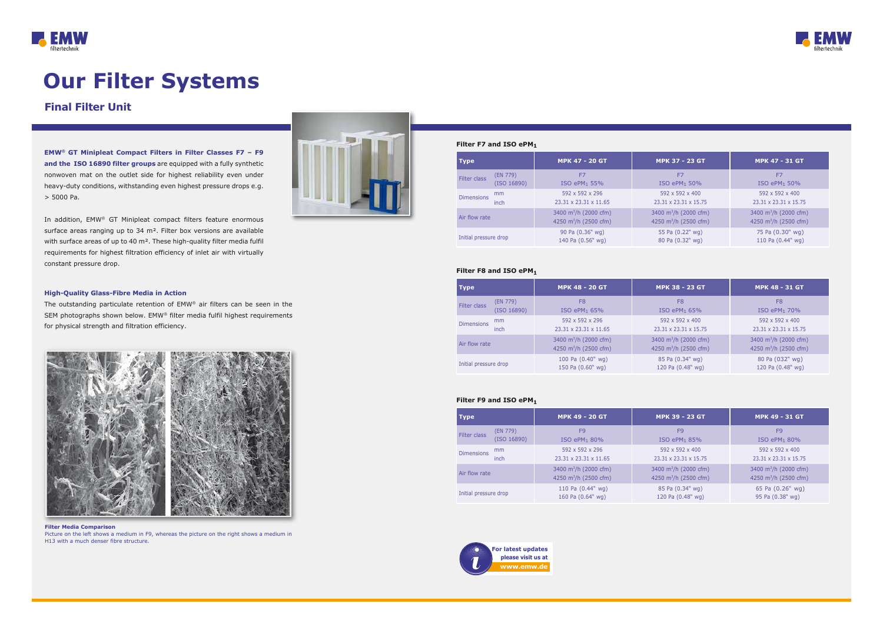# Our Filter Systems

## Final Filter Unit

**EMW® GT Minipleat Compact Filters in Filter Classes F7 – F9 and the ISO 16890 filter groups** are equipped with a fully synthetic nonwoven mat on the outlet side for highest reliability even under heavy-duty conditions, withstanding even highest pressure drops e.g. > 5000 Pa.

In addition, EMW® GT Minipleat compact filters feature enormous surface areas ranging up to 34 m². Filter box versions are available with surface areas of up to 40 m². These high-quality filter media fulfil requirements for highest filtration efficiency of inlet air with virtually constant pressure drop.

### High-Quality Glass-Fibre Media in Action

The outstanding particulate retention of EMW® air filters can be seen in the SEM photographs shown below. EMW® filter media fulfil highest requirements for physical strength and filtration efficiency.

**Filter Media Comparison**

Picture on the left shows a medium in F9, whereas the picture on the right shows a medium in H13 with a much denser fibre structure.

### Filter F7 and ISO $ePM_1$

| Type | | MPK 47 - 20 GT | MPK 37 - 23 GT | MPK 47 - 31 GT |
|---|---|---|---|---|
| Filter class | (EN 779) | F7 | F7 | F7 |
| | (ISO 16890) | ISO $ePM_1$ 55% | ISO $ePM_1$ 50% | ISO $ePM_1$ 50% |
| Dimensions | mm | 592 x 592 x 296 | 592 x 592 x 400 | 592 x 592 x 400 |
| | inch | 23.31 x 23.31 x 11.65 | 23.31 x 23.31 x 15.75 | 23.31 x 23.31 x 15.75 |
| Air flow rate | | 3400 m³/h (2000 cfm)<br>4250 m³/h (2500 cfm) | 3400 m³/h (2000 cfm)<br>4250 m³/h (2500 cfm) | 3400 m³/h (2000 cfm)<br>4250 m³/h (2500 cfm) |
| Initial pressure drop | | 90 Pa (0.36" wg)<br>140 Pa (0.56" wg) | 55 Pa (0.22" wg)<br>80 Pa (0.32" wg) | 75 Pa (0.30" wg)<br>110 Pa (0.44" wg) |

### Filter F8 and ISO $ePM_1$

| Type | | MPK 48 - 20 GT | MPK 38 - 23 GT | MPK 48 - 31 GT |
|---|---|---|---|---|
| Filter class | (EN 779) | F8 | F8 | F8 |
| | (ISO 16890) | ISO $ePM_1$ 65% | ISO $ePM_1$ 65% | ISO $ePM_1$ 70% |
| Dimensions | mm | 592 x 592 x 296 | 592 x 592 x 400 | 592 x 592 x 400 |
| | inch | 23.31 x 23.31 x 11.65 | 23.31 x 23.31 x 15.75 | 23.31 x 23.31 x 15.75 |
| Air flow rate | | 3400 m³/h (2000 cfm)<br>4250 m³/h (2500 cfm) | 3400 m³/h (2000 cfm)<br>4250 m³/h (2500 cfm) | 3400 m³/h (2000 cfm)<br>4250 m³/h (2500 cfm) |
| Initial pressure drop | | 100 Pa (0.40" wg)<br>150 Pa (0.60" wg) | 85 Pa (0.34" wg)<br>120 Pa (0.48" wg) | 80 Pa (032" wg)<br>120 Pa (0.48" wg) |

### Filter F9 and ISO $ePM_1$

| Type | | MPK 49 - 20 GT | MPK 39 - 23 GT | MPK 49 - 31 GT |
|---|---|---|---|---|
| Filter class | (EN 779) | F9 | F9 | F9 |
| | (ISO 16890) | ISO $ePM_1$ 80% | ISO $ePM_1$ 85% | ISO $ePM_1$ 80% |
| Dimensions | mm | 592 x 592 x 296 | 592 x 592 x 400 | 592 x 592 x 400 |
| | inch | 23.31 x 23.31 x 11.65 | 23.31 x 23.31 x 15.75 | 23.31 x 23.31 x 15.75 |
| Air flow rate | | 3400 m³/h (2000 cfm)<br>4250 m³/h (2500 cfm) | 3400 m³/h (2000 cfm)<br>4250 m³/h (2500 cfm) | 3400 m³/h (2000 cfm)<br>4250 m³/h (2500 cfm) |
| Initial pressure drop | | 110 Pa (0.44" wg)<br>160 Pa (0.64" wg) | 85 Pa (0.34" wg)<br>120 Pa (0.48" wg) | 65 Pa (0.26" wg)<br>95 Pa (0.38" wg) |

**For latest updates please visit us at www.emw.de**